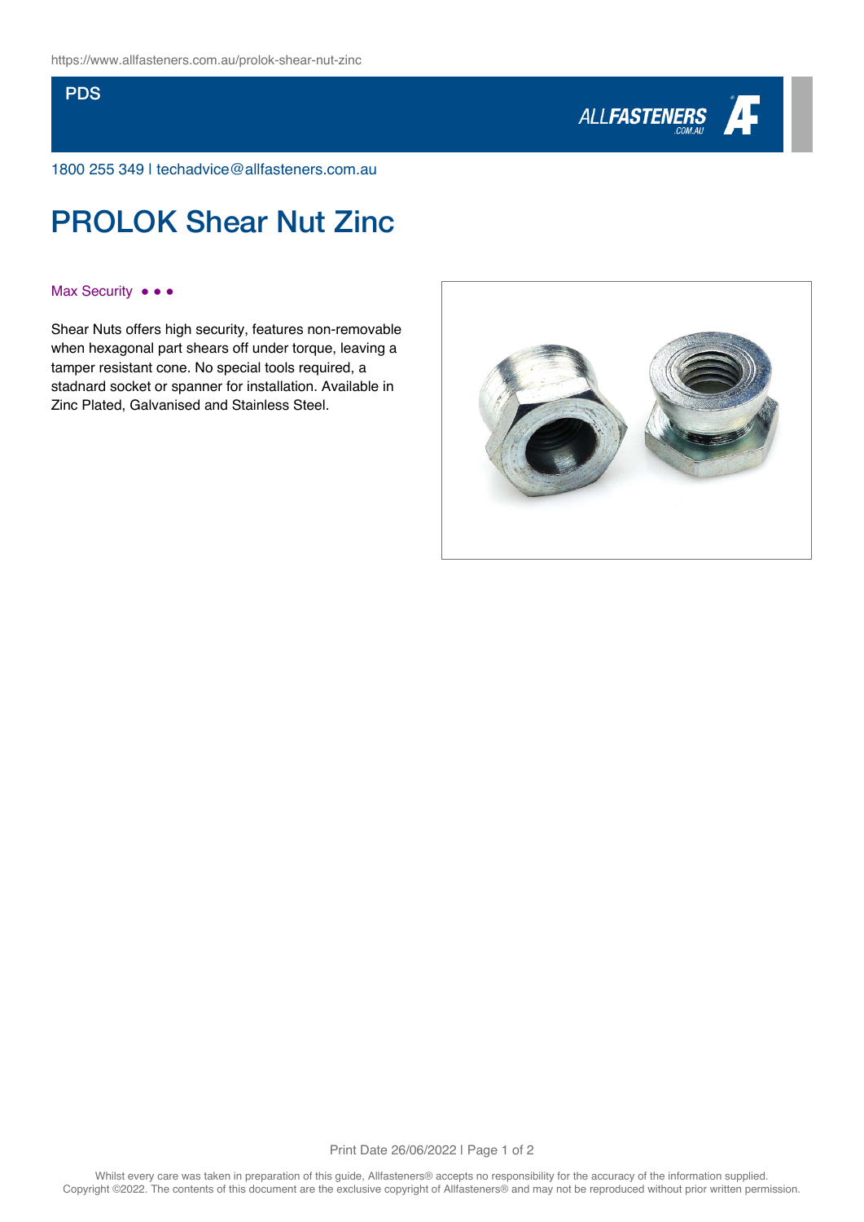https://www.allfasteners.com.au/prolok-shear-nut-zinc

PDS

1800 255 349 | techadvice@allfasteners.com.au

# PROLOK Shear Nut Zinc

Max Security ● ● ●

Shear Nuts offers high security, features non-removable when hexagonal part shears off under torque, leaving a tamper resistant cone. No special tools required, a stadnard socket or spanner for installation. Available in Zinc Plated, Galvanised and Stainless Steel.

Whilst every care was taken in preparation of this guide, Allfasteners® accepts no responsibility for the accuracy of the information supplied. Copyright ©2022. The contents of this document are the exclusive copyright of Allfasteners® and may not be reproduced without prior written permission.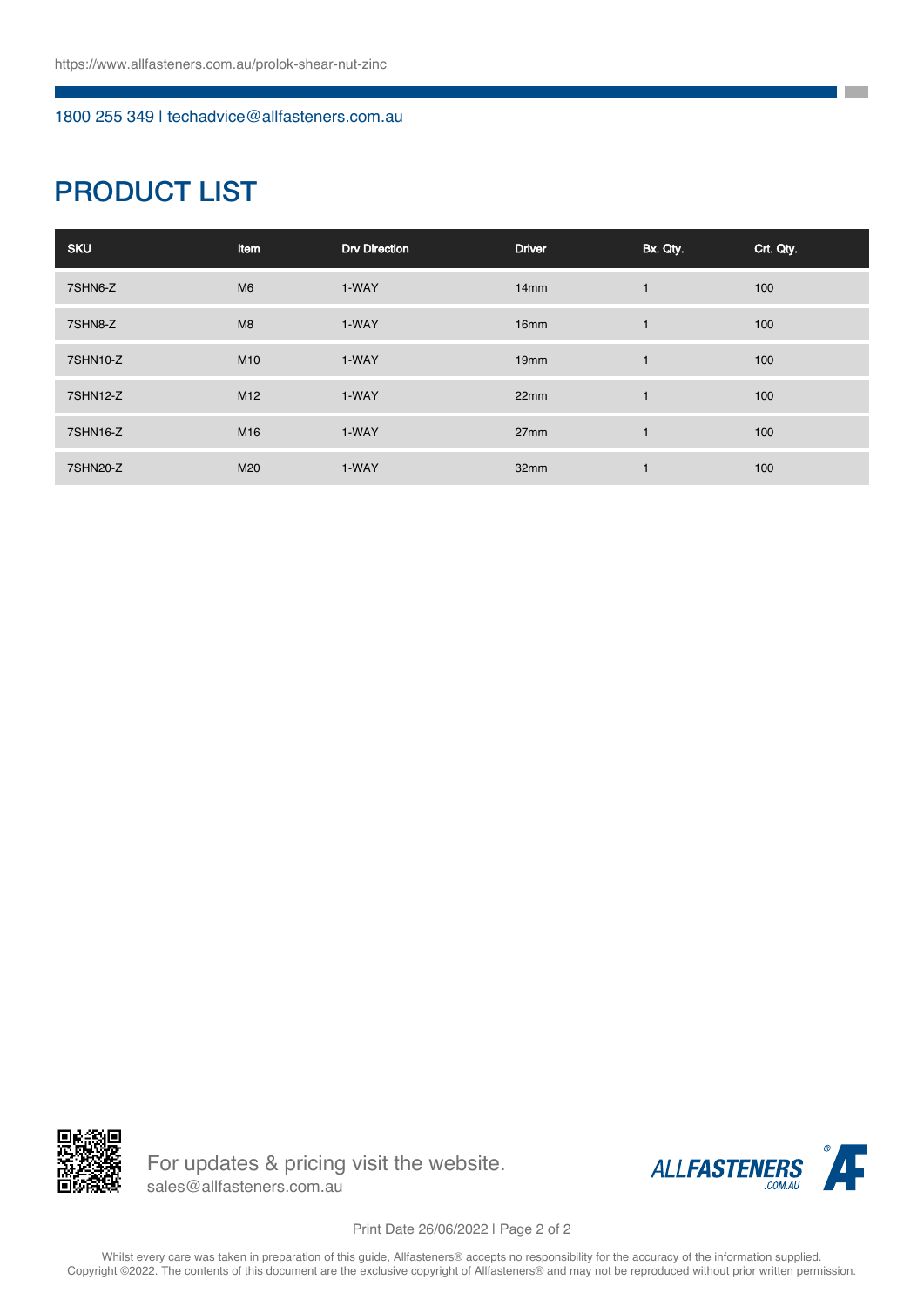https://www.allfasteners.com.au/prolok-shear-nut-zinc

1800 255 349 | techadvice@allfasteners.com.au

# PRODUCT LIST

| SKU | Item | Drv Direction | Driver | Bx. Qty. | Crt. Qty. |
|---|---|---|---|---|---|
| 7SHN6-Z | M6 | 1-WAY | 14mm | 1 | 100 |
| 7SHN8-Z | M8 | 1-WAY | 16mm | 1 | 100 |
| 7SHN10-Z | M10 | 1-WAY | 19mm | 1 | 100 |
| 7SHN12-Z | M12 | 1-WAY | 22mm | 1 | 100 |
| 7SHN16-Z | M16 | 1-WAY | 27mm | 1 | 100 |
| 7SHN20-Z | M20 | 1-WAY | 32mm | 1 | 100 |

For updates & pricing visit the website.
sales@allfasteners.com.au

Print Date 26/06/2022 | Page 2 of 2

Whilst every care was taken in preparation of this guide, Allfasteners® accepts no responsibility for the accuracy of the information supplied. Copyright ©2022. The contents of this document are the exclusive copyright of Allfasteners® and may not be reproduced without prior written permission.